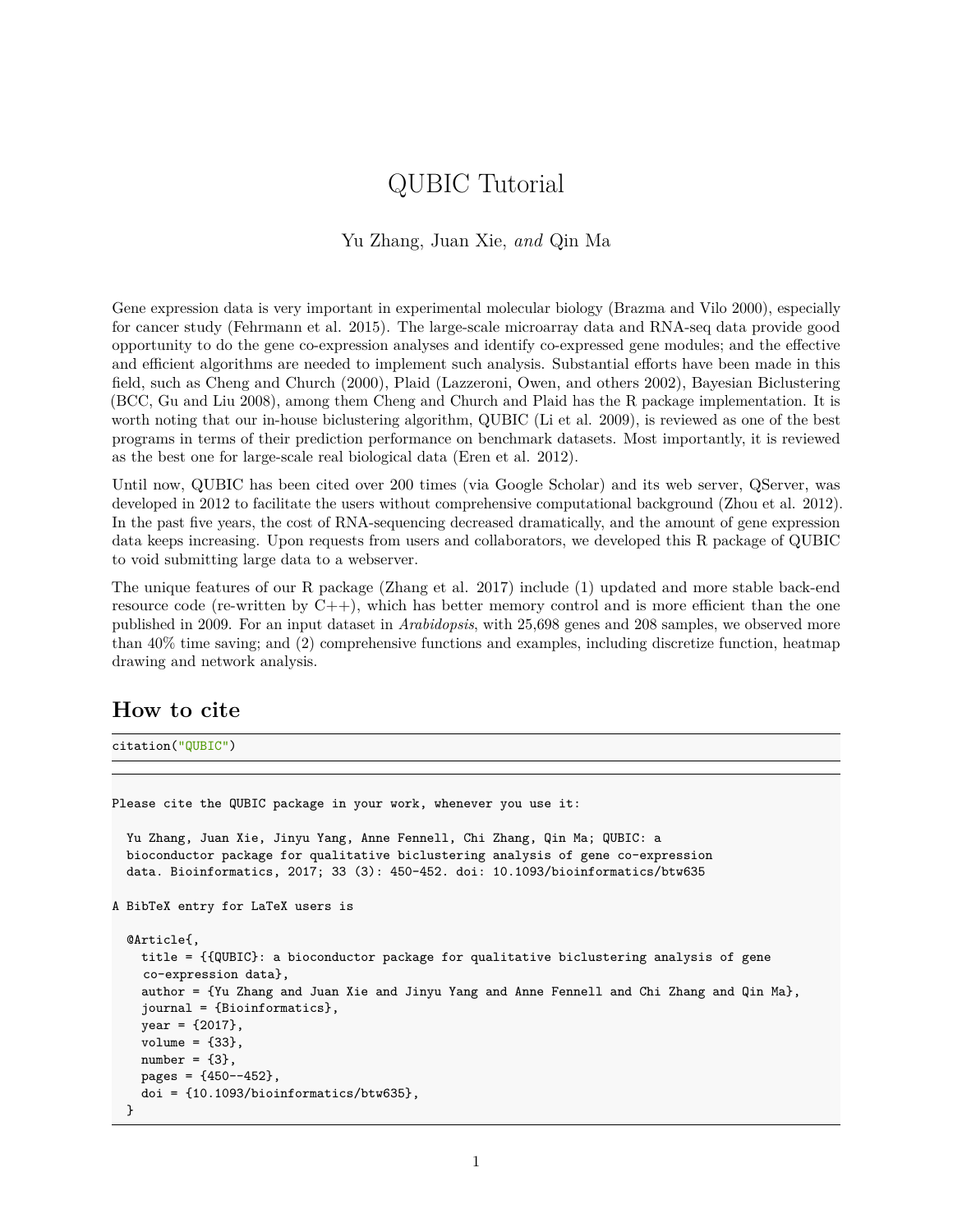# QUBIC Tutorial

Yu Zhang, Juan Xie, *and* Qin Ma

Gene expression data is very important in experimental molecular biology (Brazma and Vilo 2000), especially for cancer study (Fehrmann et al. 2015). The large-scale microarray data and RNA-seq data provide good opportunity to do the gene co-expression analyses and identify co-expressed gene modules; and the effective and efficient algorithms are needed to implement such analysis. Substantial efforts have been made in this field, such as Cheng and Church (2000), Plaid (Lazzeroni, Owen, and others 2002), Bayesian Biclustering (BCC, Gu and Liu 2008), among them Cheng and Church and Plaid has the R package implementation. It is worth noting that our in-house biclustering algorithm, QUBIC (Li et al. 2009), is reviewed as one of the best programs in terms of their prediction performance on benchmark datasets. Most importantly, it is reviewed as the best one for large-scale real biological data (Eren et al. 2012).

Until now, QUBIC has been cited over 200 times (via Google Scholar) and its web server, QServer, was developed in 2012 to facilitate the users without comprehensive computational background (Zhou et al. 2012). In the past five years, the cost of RNA-sequencing decreased dramatically, and the amount of gene expression data keeps increasing. Upon requests from users and collaborators, we developed this R package of QUBIC to void submitting large data to a webserver.

The unique features of our R package (Zhang et al. 2017) include (1) updated and more stable back-end resource code (re-written by C++), which has better memory control and is more efficient than the one published in 2009. For an input dataset in *Arabidopsis*, with 25,698 genes and 208 samples, we observed more than 40% time saving; and (2) comprehensive functions and examples, including discretize function, heatmap drawing and network analysis.

## How to cite

```
citation("QUBIC")
```

```
Please cite the QUBIC package in your work, whenever you use it:

  Yu Zhang, Juan Xie, Jinyu Yang, Anne Fennell, Chi Zhang, Qin Ma; QUBIC: a
  bioconductor package for qualitative biclustering analysis of gene co-expression
  data. Bioinformatics, 2017; 33 (3): 450-452. doi: 10.1093/bioinformatics/btw635

A BibTeX entry for LaTeX users is

  @Article{,
    title = {{QUBIC}: a bioconductor package for qualitative biclustering analysis of gene
     co-expression data},
    author = {Yu Zhang and Juan Xie and Jinyu Yang and Anne Fennell and Chi Zhang and Qin Ma},
    journal = {Bioinformatics},
    year = {2017},
    volume = {33},
    number = {3},
    pages = {450--452},
    doi = {10.1093/bioinformatics/btw635},
  }
```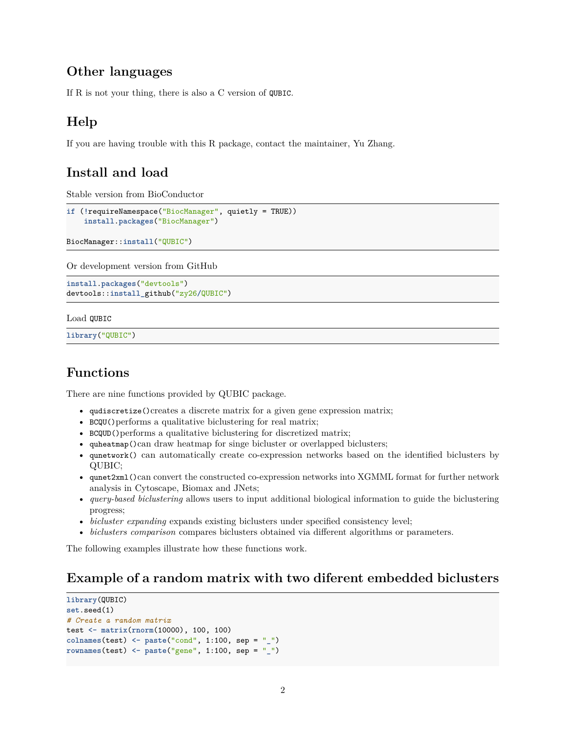## Other languages

If R is not your thing, there is also a C version of `QUBIC`.

## Help

If you are having trouble with this R package, contact the maintainer, Yu Zhang.

## Install and load

Stable version from BioConductor

```
if (!requireNamespace("BiocManager", quietly = TRUE))
    install.packages("BiocManager")

BiocManager::install("QUBIC")
```

Or development version from GitHub

```
install.packages("devtools")
devtools::install_github("zy26/QUBIC")
```

Load `QUBIC`

```
library("QUBIC")
```

## Functions

There are nine functions provided by QUBIC package.

- `qudiscretize()`creates a discrete matrix for a given gene expression matrix;
- `BCQU()`performs a qualitative biclustering for real matrix;
- `BCQUD()`performs a qualitative biclustering for discretized matrix;
- `quheatmap()`can draw heatmap for singe bicluster or overlapped biclusters;
- `qunetwork()` can automatically create co-expression networks based on the identified biclusters by QUBIC;
- `qunet2xml()`can convert the constructed co-expression networks into XGMML format for further network analysis in Cytoscape, Biomax and JNets;
- *query-based biclustering* allows users to input additional biological information to guide the biclustering progress;
- *bicluster expanding* expands existing biclusters under specified consistency level;
- *biclusters comparison* compares biclusters obtained via different algorithms or parameters.

The following examples illustrate how these functions work.

## Example of a random matrix with two diferent embedded biclusters

```
library(QUBIC)
set.seed(1)
# Create a random matrix
test <- matrix(rnorm(10000), 100, 100)
colnames(test) <- paste("cond", 1:100, sep = "_")
rownames(test) <- paste("gene", 1:100, sep = "_")
```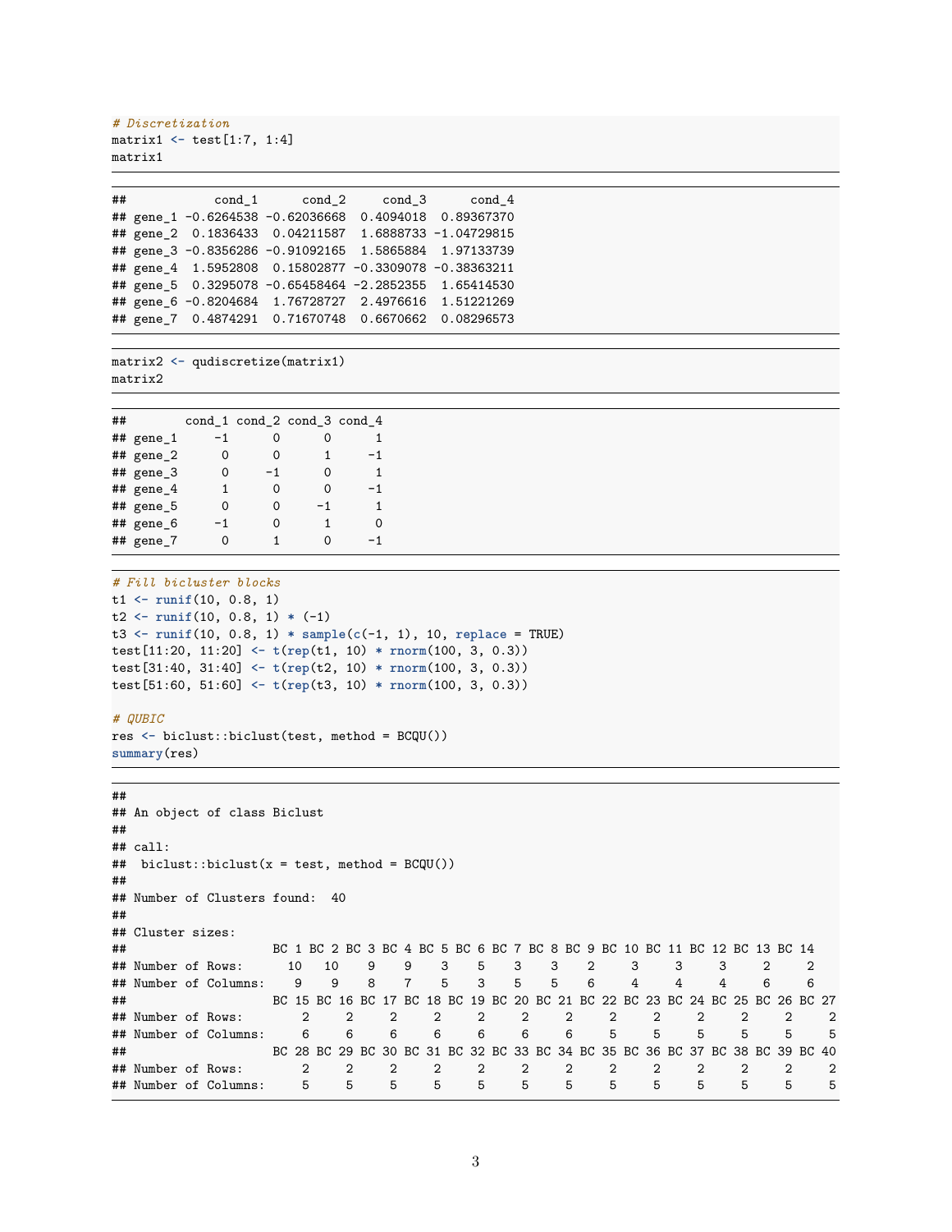```r
# Discretization
matrix1 <- test[1:7, 1:4]
matrix1
```

```
##            cond_1      cond_2     cond_3      cond_4
## gene_1 -0.6264538 -0.62036668  0.4094018  0.89367370
## gene_2  0.1836433  0.04211587  1.6888733 -1.04729815
## gene_3 -0.8356286 -0.91092165  1.5865884  1.97133739
## gene_4  1.5952808  0.15802877 -0.3309078 -0.38363211
## gene_5  0.3295078 -0.65458464 -2.2852355  1.65414530
## gene_6 -0.8204684  1.76728727  2.4976616  1.51221269
## gene_7  0.4874291  0.71670748  0.6670662  0.08296573
```

```r
matrix2 <- qudiscretize(matrix1)
matrix2
```

```
##        cond_1 cond_2 cond_3 cond_4
## gene_1     -1      0      0      1
## gene_2      0      0      1     -1
## gene_3      0     -1      0      1
## gene_4      1      0      0     -1
## gene_5      0      0     -1      1
## gene_6     -1      0      1      0
## gene_7      0      1      0     -1
```

```r
# Fill bicluster blocks
t1 <- runif(10, 0.8, 1)
t2 <- runif(10, 0.8, 1) * (-1)
t3 <- runif(10, 0.8, 1) * sample(c(-1, 1), 10, replace = TRUE)
test[11:20, 11:20] <- t(rep(t1, 10) * rnorm(100, 3, 0.3))
test[31:40, 31:40] <- t(rep(t2, 10) * rnorm(100, 3, 0.3))
test[51:60, 51:60] <- t(rep(t3, 10) * rnorm(100, 3, 0.3))

# QUBIC
res <- biclust::biclust(test, method = BCQU())
summary(res)
```

```
##
## An object of class Biclust
##
## call:
##  biclust::biclust(x = test, method = BCQU())
##
## Number of Clusters found:  40
##
## Cluster sizes:
##                    BC 1 BC 2 BC 3 BC 4 BC 5 BC 6 BC 7 BC 8 BC 9 BC 10 BC 11 BC 12 BC 13 BC 14
## Number of Rows:      10   10    9    9    3    5    3    3    2     3     3     3     2     2
## Number of Columns:    9    9    8    7    5    3    5    5    6     4     4     4     6     6
##                    BC 15 BC 16 BC 17 BC 18 BC 19 BC 20 BC 21 BC 22 BC 23 BC 24 BC 25 BC 26 BC 27
## Number of Rows:        2     2     2     2     2     2     2     2     2     2     2     2     2
## Number of Columns:     6     6     6     6     6     6     6     5     5     5     5     5     5
##                    BC 28 BC 29 BC 30 BC 31 BC 32 BC 33 BC 34 BC 35 BC 36 BC 37 BC 38 BC 39 BC 40
## Number of Rows:        2     2     2     2     2     2     2     2     2     2     2     2     2
## Number of Columns:     5     5     5     5     5     5     5     5     5     5     5     5     5
```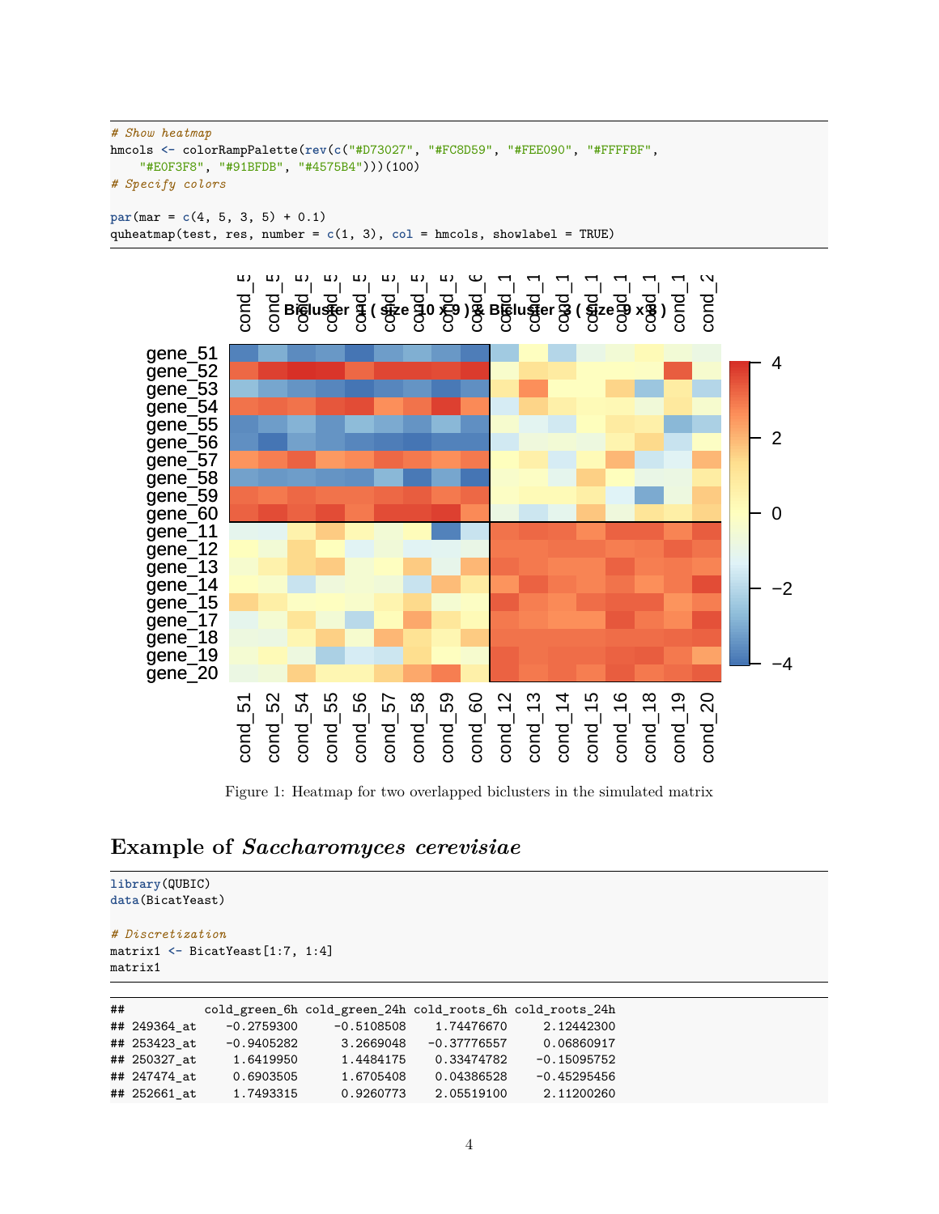```
# Show heatmap
hmcols <- colorRampPalette(rev(c("#D73027", "#FC8D59", "#FEE090", "#FFFFBF",
    "#E0F3F8", "#91BFDB", "#4575B4")))(100)
# Specify colors

par(mar = c(4, 5, 3, 5) + 0.1)
quheatmap(test, res, number = c(1, 3), col = hmcols, showlabel = TRUE)
```

Figure 1: Heatmap for two overlapped biclusters in the simulated matrix

## Example of *Saccharomyces cerevisiae*

```
library(QUBIC)
data(BicatYeast)

# Discretization
matrix1 <- BicatYeast[1:7, 1:4]
matrix1
```

```
##           cold_green_6h cold_green_24h cold_roots_6h cold_roots_24h
## 249364_at    -0.2759300     -0.5108508    1.74476670     2.12442300
## 253423_at    -0.9405282      3.2669048   -0.37776557     0.06860917
## 250327_at     1.6419950      1.4484175    0.33474782    -0.15095752
## 247474_at     0.6903505      1.6705408    0.04386528    -0.45295456
## 252661_at     1.7493315      0.9260773    2.05519100     2.11200260
```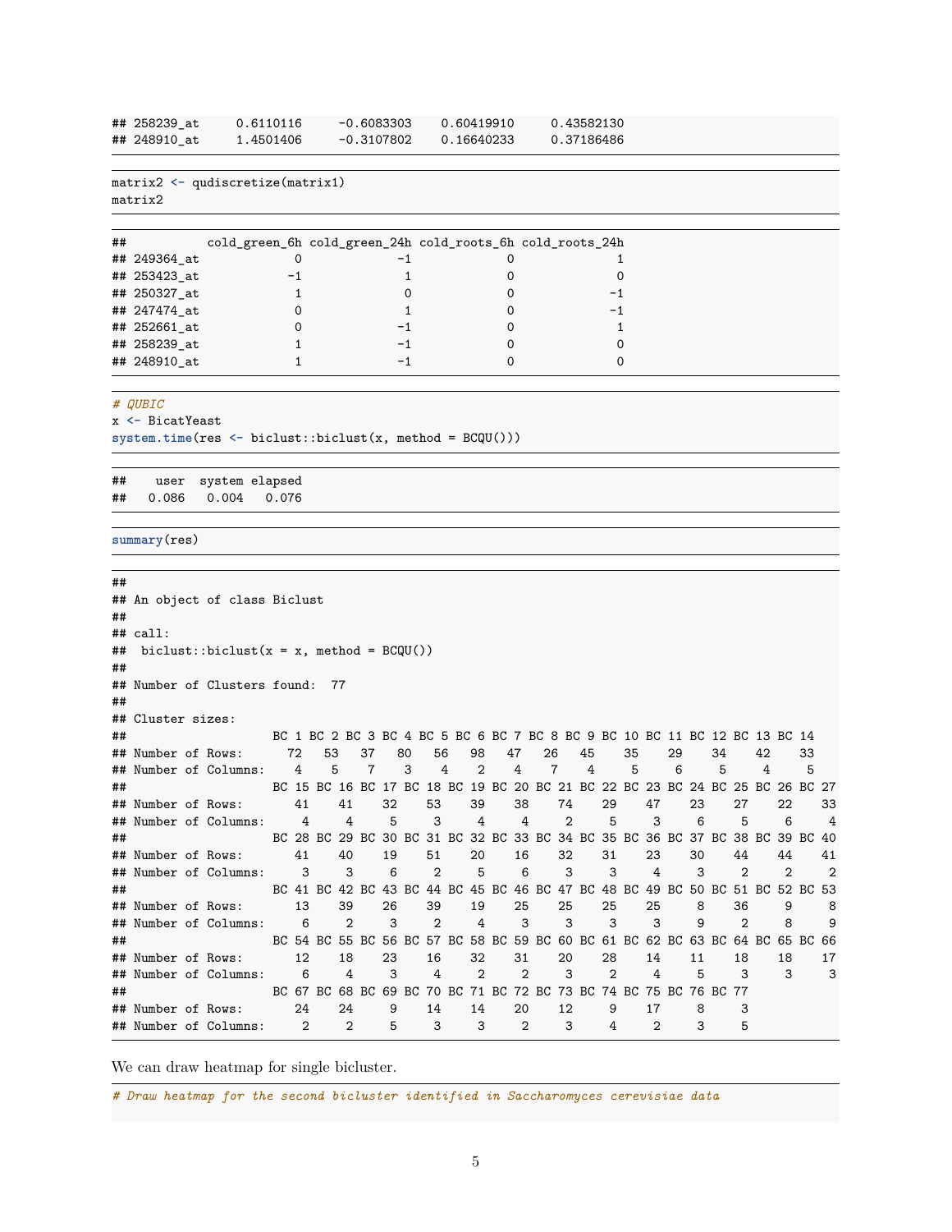```
## 258239_at     0.6110116     -0.6083303    0.60419910     0.43582130
## 248910_at     1.4501406     -0.3107802    0.16640233     0.37186486
```

```
matrix2 <- qudiscretize(matrix1)
matrix2
```

```
##           cold_green_6h cold_green_24h cold_roots_6h cold_roots_24h
## 249364_at             0             -1             0              1
## 253423_at            -1              1             0              0
## 250327_at             1              0             0             -1
## 247474_at             0              1             0             -1
## 252661_at             0             -1             0              1
## 258239_at             1             -1             0              0
## 248910_at             1             -1             0              0
```

```
# QUBIC
x <- BicatYeast
system.time(res <- biclust::biclust(x, method = BCQU()))
```

```
##    user  system elapsed
##   0.086   0.004   0.076
```

```
summary(res)
```

```
##
## An object of class Biclust
##
## call:
##  biclust::biclust(x = x, method = BCQU())
##
## Number of Clusters found:  77
##
## Cluster sizes:
##                      BC 1 BC 2 BC 3 BC 4 BC 5 BC 6 BC 7 BC 8 BC 9 BC 10 BC 11 BC 12 BC 13 BC 14
## Number of Rows:        72   53   37   80   56   98   47   26   45    35    29    34    42    33
## Number of Columns:      4    5    7    3    4    2    4    7    4     5     6     5     4     5
##                      BC 15 BC 16 BC 17 BC 18 BC 19 BC 20 BC 21 BC 22 BC 23 BC 24 BC 25 BC 26 BC 27
## Number of Rows:         41    41    32    53    39    38    74    29    47    23    27    22    33
## Number of Columns:       4     4     5     3     4     4     2     5     3     6     5     6     4
##                      BC 28 BC 29 BC 30 BC 31 BC 32 BC 33 BC 34 BC 35 BC 36 BC 37 BC 38 BC 39 BC 40
## Number of Rows:         41    40    19    51    20    16    32    31    23    30    44    44    41
## Number of Columns:       3     3     6     2     5     6     3     3     4     3     2     2     2
##                      BC 41 BC 42 BC 43 BC 44 BC 45 BC 46 BC 47 BC 48 BC 49 BC 50 BC 51 BC 52 BC 53
## Number of Rows:         13    39    26    39    19    25    25    25    25     8    36     9     8
## Number of Columns:       6     2     3     2     4     3     3     3     3     9     2     8     9
##                      BC 54 BC 55 BC 56 BC 57 BC 58 BC 59 BC 60 BC 61 BC 62 BC 63 BC 64 BC 65 BC 66
## Number of Rows:         12    18    23    16    32    31    20    28    14    11    18    18    17
## Number of Columns:       6     4     3     4     2     2     3     2     4     5     3     3     3
##                      BC 67 BC 68 BC 69 BC 70 BC 71 BC 72 BC 73 BC 74 BC 75 BC 76 BC 77
## Number of Rows:         24    24     9    14    14    20    12     9    17     8     3
## Number of Columns:       2     2     5     3     3     2     3     4     2     3     5
```

We can draw heatmap for single bicluster.

```
# Draw heatmap for the second bicluster identified in Saccharomyces cerevisiae data
```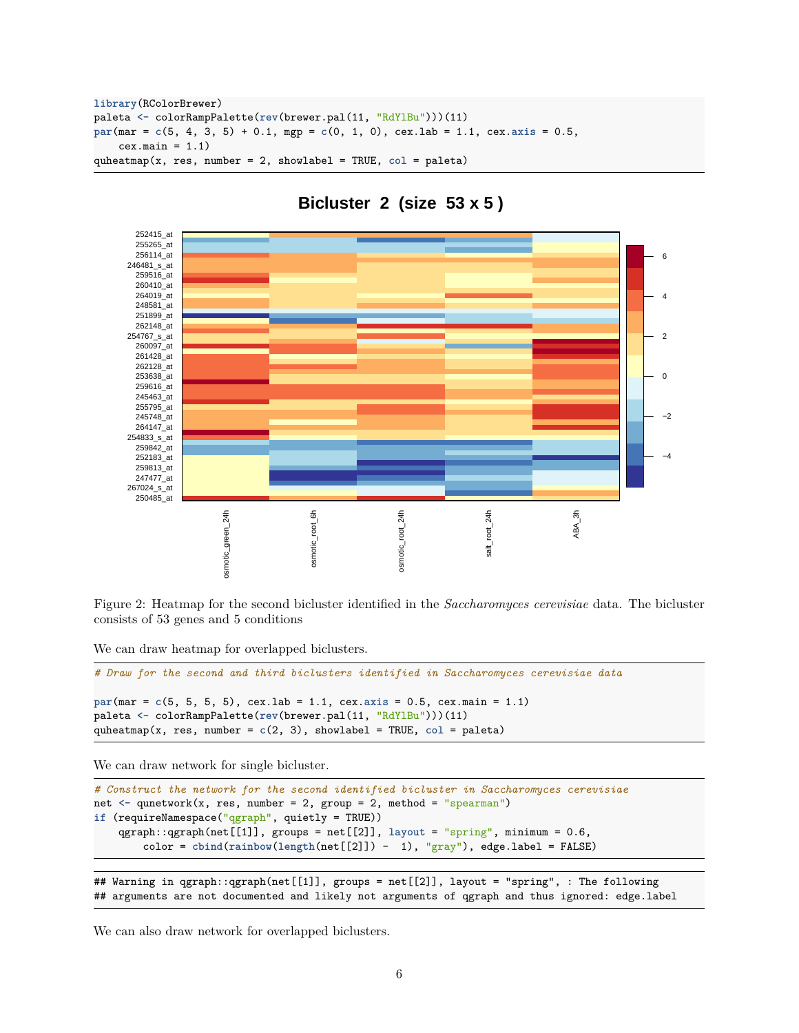```r
library(RColorBrewer)
paleta <- colorRampPalette(rev(brewer.pal(11, "RdYlBu")))(11)
par(mar = c(5, 4, 3, 5) + 0.1, mgp = c(0, 1, 0), cex.lab = 1.1, cex.axis = 0.5,
    cex.main = 1.1)
quheatmap(x, res, number = 2, showlabel = TRUE, col = paleta)
```

Figure 2: Heatmap for the second bicluster identified in the *Saccharomyces cerevisiae* data. The bicluster consists of 53 genes and 5 conditions

We can draw heatmap for overlapped biclusters.

```r
# Draw for the second and third biclusters identified in Saccharomyces cerevisiae data

par(mar = c(5, 5, 5, 5), cex.lab = 1.1, cex.axis = 0.5, cex.main = 1.1)
paleta <- colorRampPalette(rev(brewer.pal(11, "RdYlBu")))(11)
quheatmap(x, res, number = c(2, 3), showlabel = TRUE, col = paleta)
```

We can draw network for single bicluster.

```r
# Construct the network for the second identified bicluster in Saccharomyces cerevisiae
net <- qunetwork(x, res, number = 2, group = 2, method = "spearman")
if (requireNamespace("qgraph", quietly = TRUE))
    qgraph::qgraph(net[[1]], groups = net[[2]], layout = "spring", minimum = 0.6,
        color = cbind(rainbow(length(net[[2]]) -  1), "gray"), edge.label = FALSE)
```

```
## Warning in qgraph::qgraph(net[[1]], groups = net[[2]], layout = "spring", : The following
## arguments are not documented and likely not arguments of qgraph and thus ignored: edge.label
```

We can also draw network for overlapped biclusters.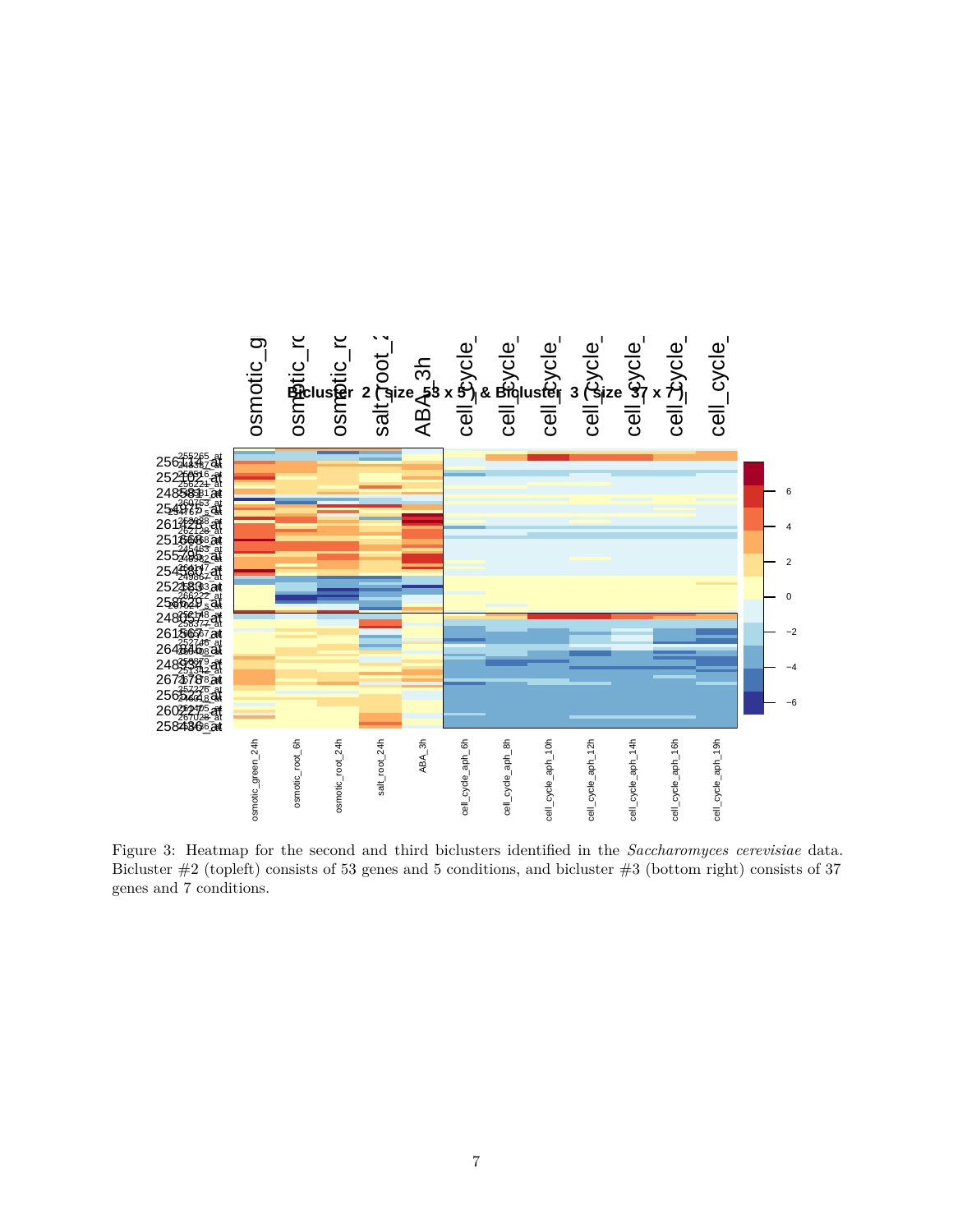Figure 3: Heatmap for the second and third biclusters identified in the *Saccharomyces cerevisiae* data. Bicluster #2 (topleft) consists of 53 genes and 5 conditions, and bicluster #3 (bottom right) consists of 37 genes and 7 conditions.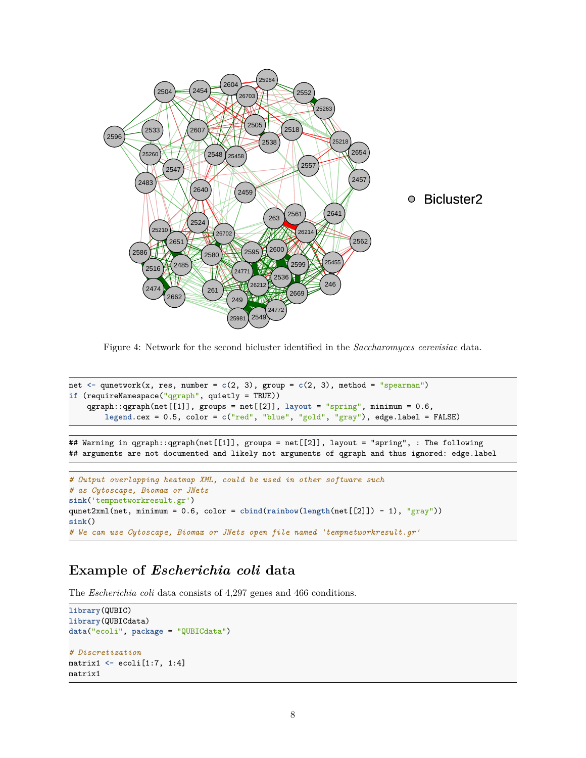Figure 4: Network for the second bicluster identified in the *Saccharomyces cerevisiae* data.

```
net <- qunetwork(x, res, number = c(2, 3), group = c(2, 3), method = "spearman")
if (requireNamespace("qgraph", quietly = TRUE))
    qgraph::qgraph(net[[1]], groups = net[[2]], layout = "spring", minimum = 0.6,
        legend.cex = 0.5, color = c("red", "blue", "gold", "gray"), edge.label = FALSE)
```

```
## Warning in qgraph::qgraph(net[[1]], groups = net[[2]], layout = "spring", : The following
## arguments are not documented and likely not arguments of qgraph and thus ignored: edge.label
```

```
# Output overlapping heatmap XML, could be used in other software such
# as Cytoscape, Biomax or JNets
sink('tempnetworkresult.gr')
qunet2xml(net, minimum = 0.6, color = cbind(rainbow(length(net[[2]]) - 1), "gray"))
sink()
# We can use Cytoscape, Biomax or JNets open file named 'tempnetworkresult.gr'
```

## Example of *Escherichia coli* data

The *Escherichia coli* data consists of 4,297 genes and 466 conditions.

```
library(QUBIC)
library(QUBICdata)
data("ecoli", package = "QUBICdata")

# Discretization
matrix1 <- ecoli[1:7, 1:4]
matrix1
```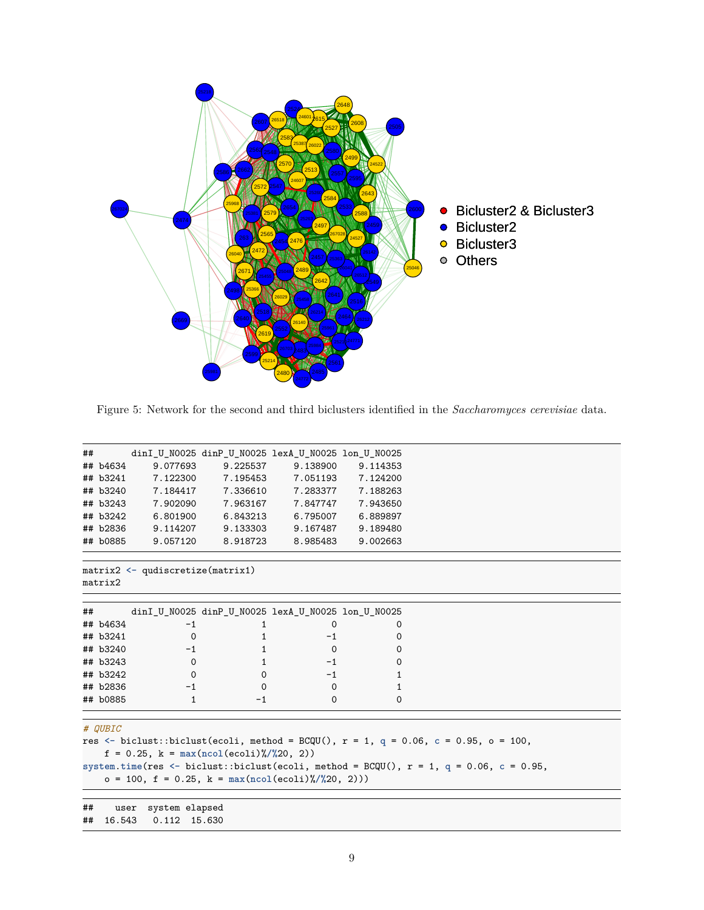Figure 5: Network for the second and third biclusters identified in the *Saccharomyces cerevisiae* data.

```
##       dinI_U_N0025 dinP_U_N0025 lexA_U_N0025 lon_U_N0025
## b4634     9.077693     9.225537     9.138900    9.114353
## b3241     7.122300     7.195453     7.051193    7.124200
## b3240     7.184417     7.336610     7.283377    7.188263
## b3243     7.902090     7.963167     7.847747    7.943650
## b3242     6.801900     6.843213     6.795007    6.889897
## b2836     9.114207     9.133303     9.167487    9.189480
## b0885     9.057120     8.918723     8.985483    9.002663
```

```
matrix2 <- qudiscretize(matrix1)
matrix2
```

```
##       dinI_U_N0025 dinP_U_N0025 lexA_U_N0025 lon_U_N0025
## b4634           -1            1            0           0
## b3241            0            1           -1           0
## b3240           -1            1            0           0
## b3243            0            1           -1           0
## b3242            0            0           -1           1
## b2836           -1            0            0           1
## b0885            1           -1            0           0
```

```
# QUBIC
res <- biclust::biclust(ecoli, method = BCQU(), r = 1, q = 0.06, c = 0.95, o = 100,
    f = 0.25, k = max(ncol(ecoli)%/%20, 2))
system.time(res <- biclust::biclust(ecoli, method = BCQU(), r = 1, q = 0.06, c = 0.95,
    o = 100, f = 0.25, k = max(ncol(ecoli)%/%20, 2)))
```

```
##    user  system elapsed
##  16.543   0.112  15.630
```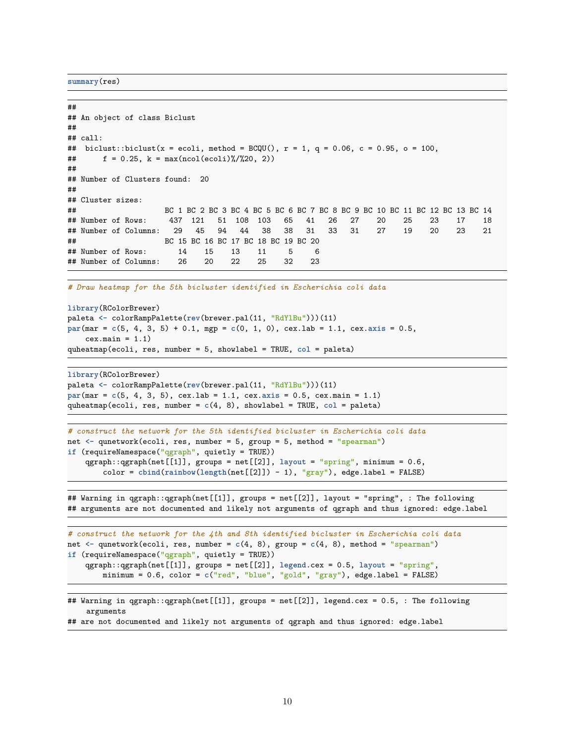```r
summary(res)
```

```
##
## An object of class Biclust
##
## call:
##  biclust::biclust(x = ecoli, method = BCQU(), r = 1, q = 0.06, c = 0.95, o = 100,
##      f = 0.25, k = max(ncol(ecoli)%/%20, 2))
##
## Number of Clusters found:  20
##
## Cluster sizes:
##                    BC 1 BC 2 BC 3 BC 4 BC 5 BC 6 BC 7 BC 8 BC 9 BC 10 BC 11 BC 12 BC 13 BC 14
## Number of Rows:     437  121   51  108  103   65   41   26   27    20    25    23    17    18
## Number of Columns:   29   45   94   44   38   38   31   33   31    27    19    20    23    21
##                    BC 15 BC 16 BC 17 BC 18 BC 19 BC 20
## Number of Rows:       14    15    13    11     5     6
## Number of Columns:    26    20    22    25    32    23
```

```r
# Draw heatmap for the 5th bicluster identified in Escherichia coli data

library(RColorBrewer)
paleta <- colorRampPalette(rev(brewer.pal(11, "RdYlBu")))(11)
par(mar = c(5, 4, 3, 5) + 0.1, mgp = c(0, 1, 0), cex.lab = 1.1, cex.axis = 0.5,
    cex.main = 1.1)
quheatmap(ecoli, res, number = 5, showlabel = TRUE, col = paleta)
```

```r
library(RColorBrewer)
paleta <- colorRampPalette(rev(brewer.pal(11, "RdYlBu")))(11)
par(mar = c(5, 4, 3, 5), cex.lab = 1.1, cex.axis = 0.5, cex.main = 1.1)
quheatmap(ecoli, res, number = c(4, 8), showlabel = TRUE, col = paleta)
```

```r
# construct the network for the 5th identified bicluster in Escherichia coli data
net <- qunetwork(ecoli, res, number = 5, group = 5, method = "spearman")
if (requireNamespace("qgraph", quietly = TRUE))
    qgraph::qgraph(net[[1]], groups = net[[2]], layout = "spring", minimum = 0.6,
        color = cbind(rainbow(length(net[[2]]) - 1), "gray"), edge.label = FALSE)
```

```
## Warning in qgraph::qgraph(net[[1]], groups = net[[2]], layout = "spring", : The following
## arguments are not documented and likely not arguments of qgraph and thus ignored: edge.label
```

```r
# construct the network for the 4th and 8th identified bicluster in Escherichia coli data
net <- qunetwork(ecoli, res, number = c(4, 8), group = c(4, 8), method = "spearman")
if (requireNamespace("qgraph", quietly = TRUE))
    qgraph::qgraph(net[[1]], groups = net[[2]], legend.cex = 0.5, layout = "spring",
        minimum = 0.6, color = c("red", "blue", "gold", "gray"), edge.label = FALSE)
```

```
## Warning in qgraph::qgraph(net[[1]], groups = net[[2]], legend.cex = 0.5, : The following
    arguments
## are not documented and likely not arguments of qgraph and thus ignored: edge.label
```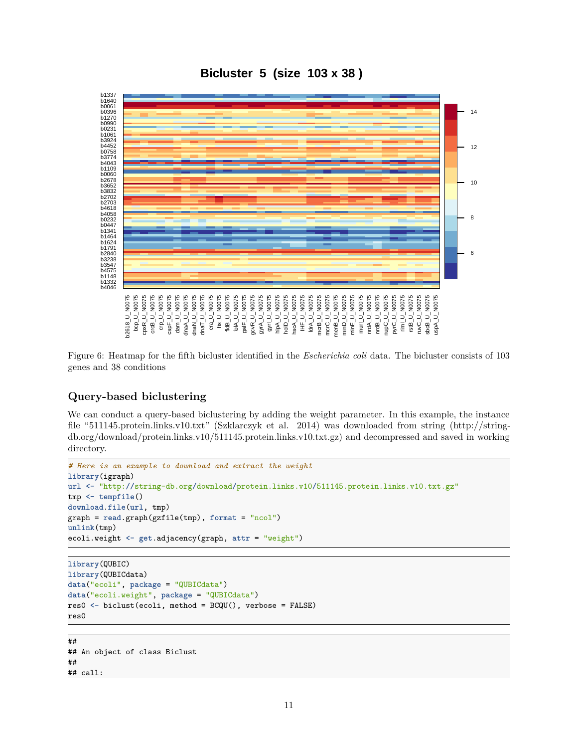Figure 6: Heatmap for the fifth bicluster identified in the *Escherichia coli* data. The bicluster consists of 103 genes and 38 conditions

## Query-based biclustering

We can conduct a query-based biclustering by adding the weight parameter. In this example, the instance file "511145.protein.links.v10.txt" (Szklarczyk et al. 2014) was downloaded from string (http://string-db.org/download/protein.links.v10/511145.protein.links.v10.txt.gz) and decompressed and saved in working directory.

```
# Here is an example to download and extract the weight
library(igraph)
url <- "http://string-db.org/download/protein.links.v10/511145.protein.links.v10.txt.gz"
tmp <- tempfile()
download.file(url, tmp)
graph = read.graph(gzfile(tmp), format = "ncol")
unlink(tmp)
ecoli.weight <- get.adjacency(graph, attr = "weight")
```

```
library(QUBIC)
library(QUBICdata)
data("ecoli", package = "QUBICdata")
data("ecoli.weight", package = "QUBICdata")
res0 <- biclust(ecoli, method = BCQU(), verbose = FALSE)
res0
```

```
##
## An object of class Biclust
##
## call:
```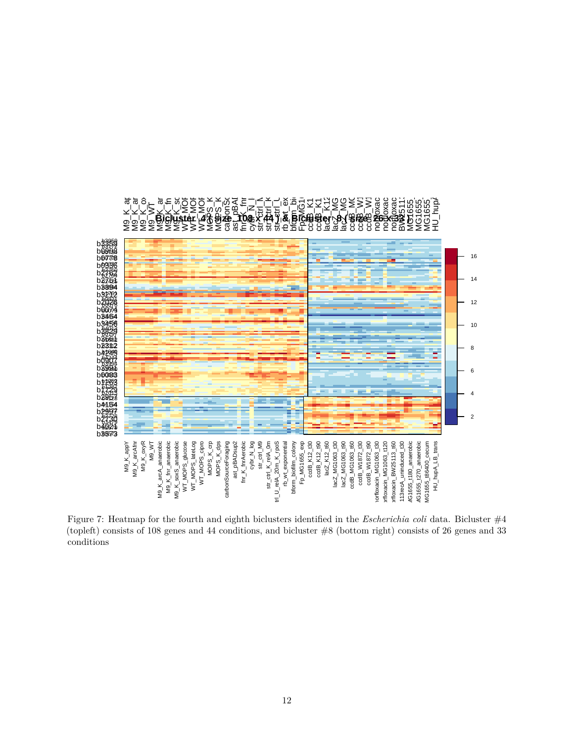Figure 7: Heatmap for the fourth and eighth biclusters identified in the *Escherichia coli* data. Bicluster #4 (topleft) consists of 108 genes and 44 conditions, and bicluster #8 (bottom right) consists of 26 genes and 33 conditions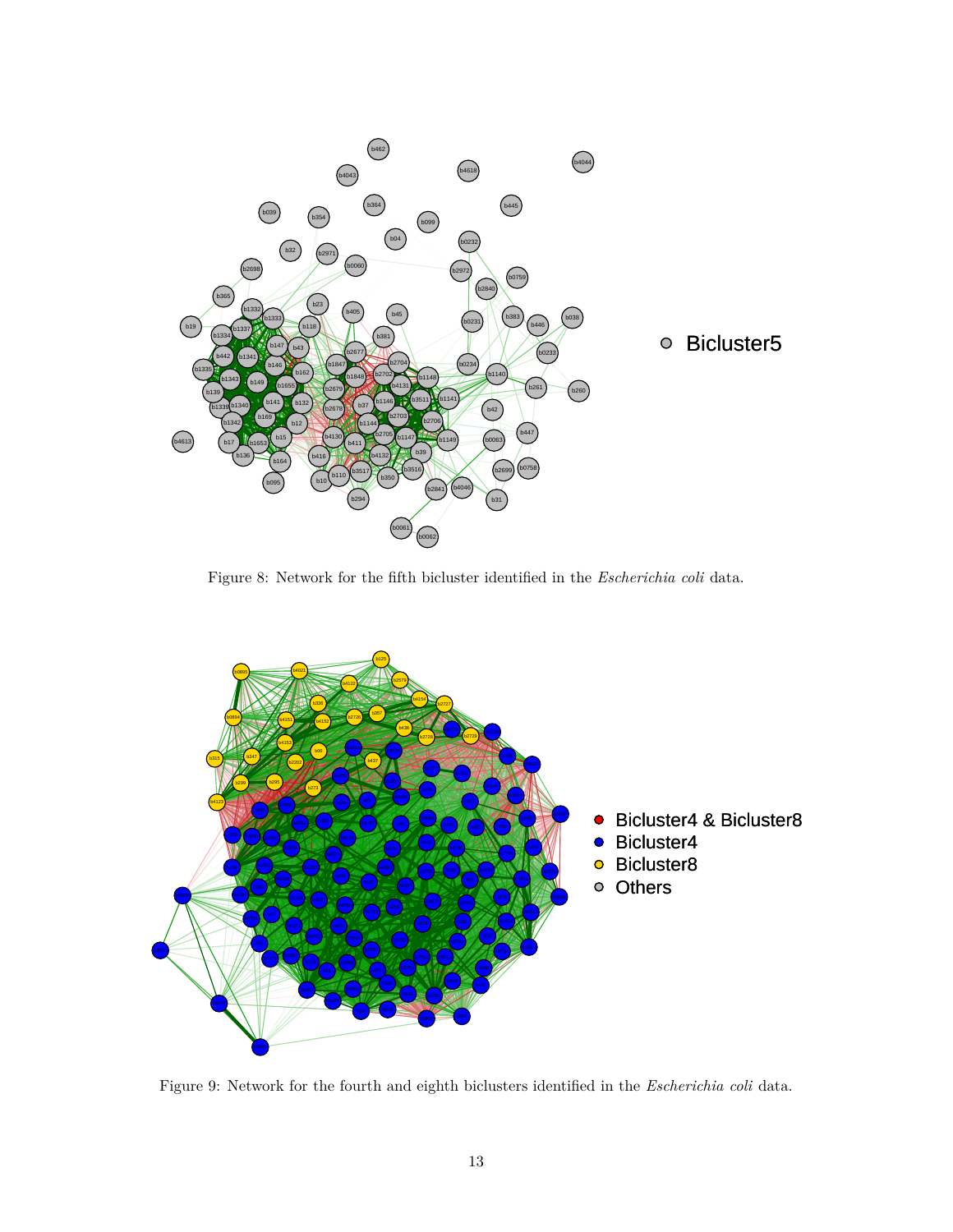Figure 8: Network for the fifth bicluster identified in the *Escherichia coli* data.

Figure 9: Network for the fourth and eighth biclusters identified in the *Escherichia coli* data.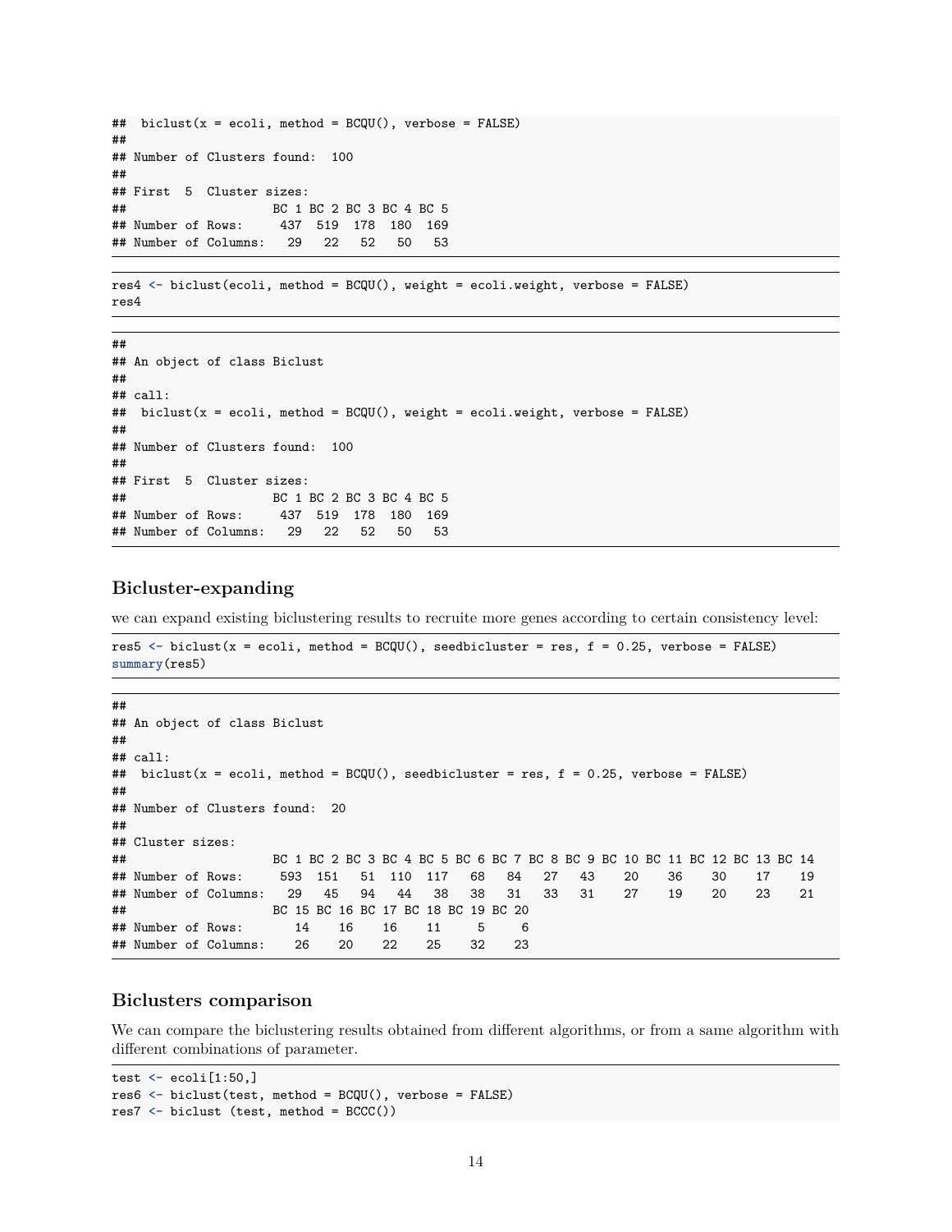```
##  biclust(x = ecoli, method = BCQU(), verbose = FALSE)
##
## Number of Clusters found:  100
##
## First  5  Cluster sizes:
##                    BC 1 BC 2 BC 3 BC 4 BC 5
## Number of Rows:     437  519  178  180  169
## Number of Columns:   29   22   52   50   53
```

```
res4 <- biclust(ecoli, method = BCQU(), weight = ecoli.weight, verbose = FALSE)
res4
```

```
##
## An object of class Biclust
##
## call:
##  biclust(x = ecoli, method = BCQU(), weight = ecoli.weight, verbose = FALSE)
##
## Number of Clusters found:  100
##
## First  5  Cluster sizes:
##                    BC 1 BC 2 BC 3 BC 4 BC 5
## Number of Rows:     437  519  178  180  169
## Number of Columns:   29   22   52   50   53
```

### Bicluster-expanding

we can expand existing biclustering results to recruite more genes according to certain consistency level:

```
res5 <- biclust(x = ecoli, method = BCQU(), seedbicluster = res, f = 0.25, verbose = FALSE)
summary(res5)
```

```
##
## An object of class Biclust
##
## call:
##  biclust(x = ecoli, method = BCQU(), seedbicluster = res, f = 0.25, verbose = FALSE)
##
## Number of Clusters found:  20
##
## Cluster sizes:
##                    BC 1 BC 2 BC 3 BC 4 BC 5 BC 6 BC 7 BC 8 BC 9 BC 10 BC 11 BC 12 BC 13 BC 14
## Number of Rows:     593  151   51  110  117   68   84   27   43    20    36    30    17    19
## Number of Columns:   29   45   94   44   38   38   31   33   31    27    19    20    23    21
##                    BC 15 BC 16 BC 17 BC 18 BC 19 BC 20
## Number of Rows:       14    16    16    11     5     6
## Number of Columns:    26    20    22    25    32    23
```

### Biclusters comparison

We can compare the biclustering results obtained from different algorithms, or from a same algorithm with different combinations of parameter.

```
test <- ecoli[1:50,]
res6 <- biclust(test, method = BCQU(), verbose = FALSE)
res7 <- biclust (test, method = BCCC())
```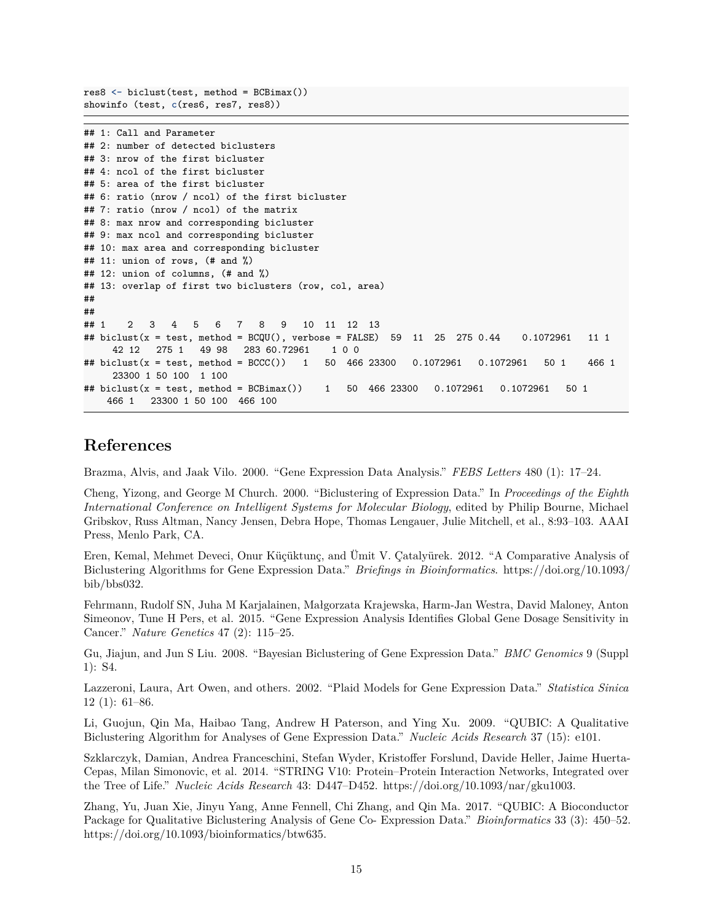```r
res8 <- biclust(test, method = BCBimax())
showinfo (test, c(res6, res7, res8))
```

```
## 1: Call and Parameter
## 2: number of detected biclusters
## 3: nrow of the first bicluster
## 4: ncol of the first bicluster
## 5: area of the first bicluster
## 6: ratio (nrow / ncol) of the first bicluster
## 7: ratio (nrow / ncol) of the matrix
## 8: max nrow and corresponding bicluster
## 9: max ncol and corresponding bicluster
## 10: max area and corresponding bicluster
## 11: union of rows, (# and %)
## 12: union of columns, (# and %)
## 13: overlap of first two biclusters (row, col, area)
##
##
## 1    2   3   4   5   6   7   8   9   10  11  12  13
## biclust(x = test, method = BCQU(), verbose = FALSE)  59  11  25  275 0.44    0.1072961   11 1
     42 12   275 1   49 98   283 60.72961    1 0 0
## biclust(x = test, method = BCCC())   1   50  466 23300   0.1072961   0.1072961   50 1    466 1
     23300 1 50 100  1 100
## biclust(x = test, method = BCBimax())    1   50  466 23300   0.1072961   0.1072961   50 1
    466 1   23300 1 50 100  466 100
```

# References

Brazma, Alvis, and Jaak Vilo. 2000. "Gene Expression Data Analysis." *FEBS Letters* 480 (1): 17–24.

Cheng, Yizong, and George M Church. 2000. "Biclustering of Expression Data." In *Proceedings of the Eighth International Conference on Intelligent Systems for Molecular Biology*, edited by Philip Bourne, Michael Gribskov, Russ Altman, Nancy Jensen, Debra Hope, Thomas Lengauer, Julie Mitchell, et al., 8:93–103. AAAI Press, Menlo Park, CA.

Eren, Kemal, Mehmet Deveci, Onur Küçüktunç, and Ümit V. Çatalyürek. 2012. "A Comparative Analysis of Biclustering Algorithms for Gene Expression Data." *Briefings in Bioinformatics*. https://doi.org/10.1093/bib/bbs032.

Fehrmann, Rudolf SN, Juha M Karjalainen, Małgorzata Krajewska, Harm-Jan Westra, David Maloney, Anton Simeonov, Tune H Pers, et al. 2015. "Gene Expression Analysis Identifies Global Gene Dosage Sensitivity in Cancer." *Nature Genetics* 47 (2): 115–25.

Gu, Jiajun, and Jun S Liu. 2008. "Bayesian Biclustering of Gene Expression Data." *BMC Genomics* 9 (Suppl 1): S4.

Lazzeroni, Laura, Art Owen, and others. 2002. "Plaid Models for Gene Expression Data." *Statistica Sinica* 12 (1): 61–86.

Li, Guojun, Qin Ma, Haibao Tang, Andrew H Paterson, and Ying Xu. 2009. "QUBIC: A Qualitative Biclustering Algorithm for Analyses of Gene Expression Data." *Nucleic Acids Research* 37 (15): e101.

Szklarczyk, Damian, Andrea Franceschini, Stefan Wyder, Kristoffer Forslund, Davide Heller, Jaime Huerta-Cepas, Milan Simonovic, et al. 2014. "STRING V10: Protein–Protein Interaction Networks, Integrated over the Tree of Life." *Nucleic Acids Research* 43: D447–D452. https://doi.org/10.1093/nar/gku1003.

Zhang, Yu, Juan Xie, Jinyu Yang, Anne Fennell, Chi Zhang, and Qin Ma. 2017. "QUBIC: A Bioconductor Package for Qualitative Biclustering Analysis of Gene Co- Expression Data." *Bioinformatics* 33 (3): 450–52. https://doi.org/10.1093/bioinformatics/btw635.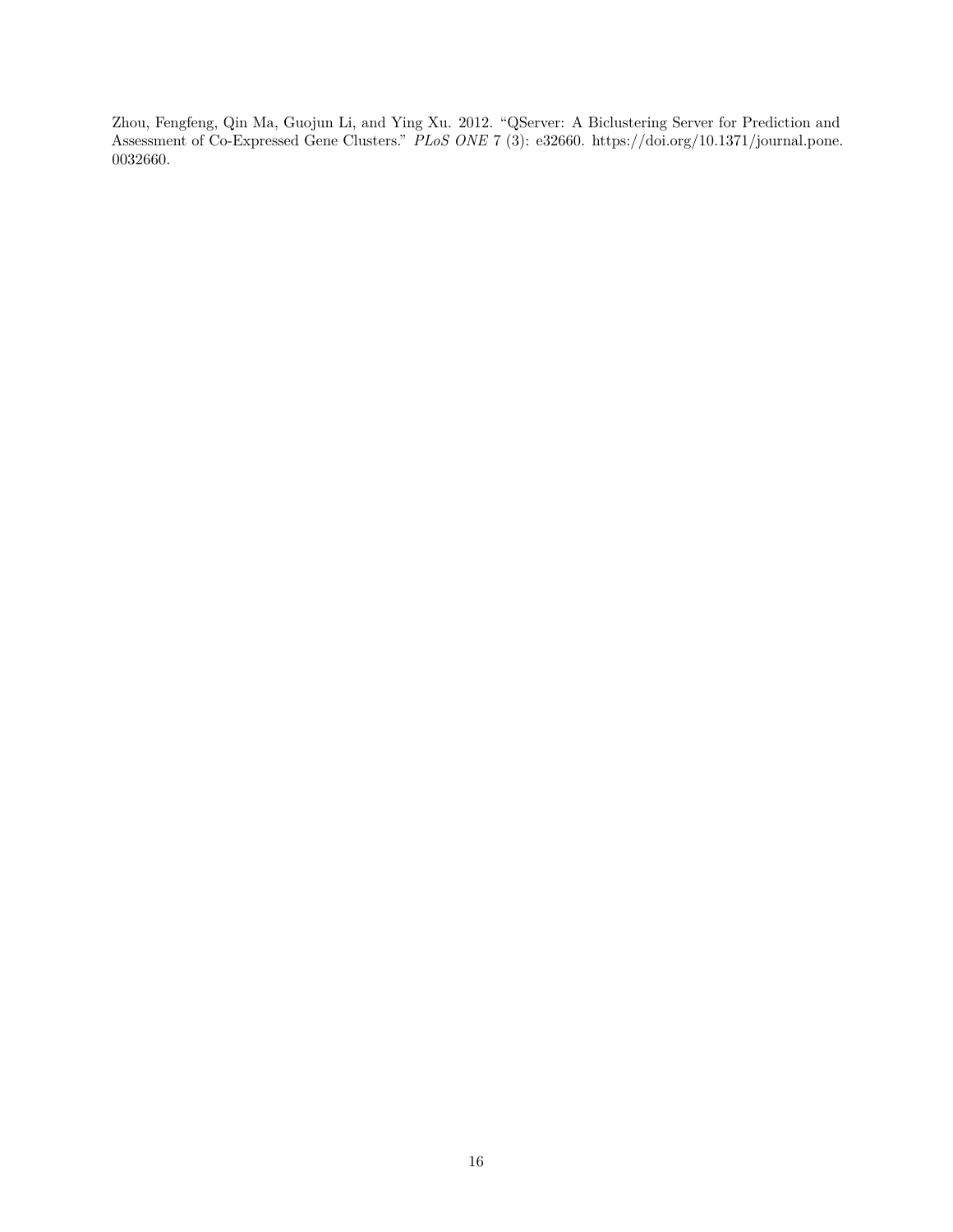Zhou, Fengfeng, Qin Ma, Guojun Li, and Ying Xu. 2012. "QServer: A Biclustering Server for Prediction and Assessment of Co-Expressed Gene Clusters." *PLoS ONE* 7 (3): e32660. https://doi.org/10.1371/journal.pone.0032660.